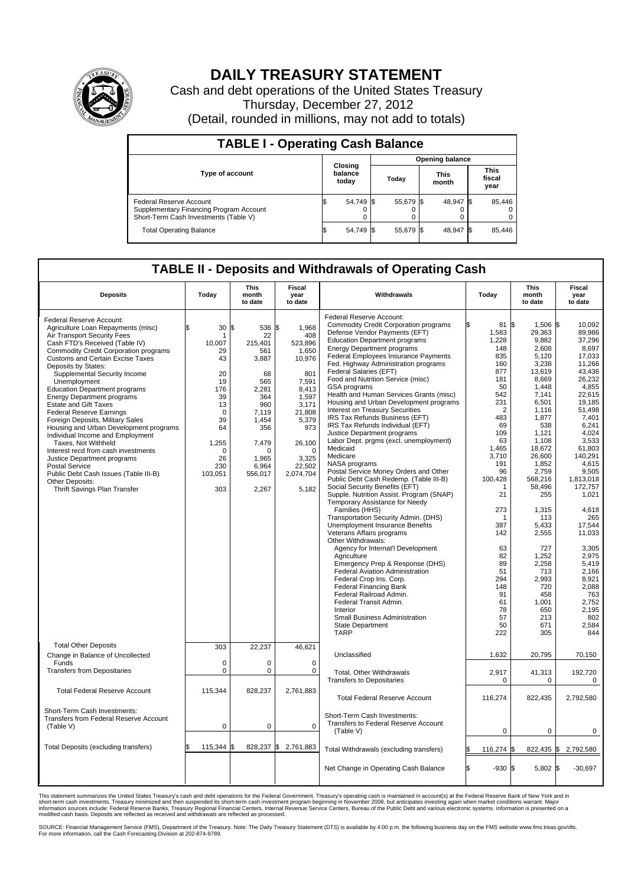# DAILY TREASURY STATEMENT

Cash and debt operations of the United States Treasury

Thursday, December 27, 2012

(Detail, rounded in millions, may not add to totals)

## TABLE I - Operating Cash Balance

| Type of account | Closing balance today | Opening balance Today | Opening balance This month | Opening balance This fiscal year |
|---|---|---|---|---|
| Federal Reserve Account | $ 54,749 | $ 55,679 | $ 48,947 | $ 85,446 |
| Supplementary Financing Program Account | 0 | 0 | 0 | 0 |
| Short-Term Cash Investments (Table V) | 0 | 0 | 0 | 0 |
| Total Operating Balance | $ 54,749 | $ 55,679 | $ 48,947 | $ 85,446 |

## TABLE II - Deposits and Withdrawals of Operating Cash

| Deposits | Today | This month to date | Fiscal year to date | Withdrawals | Today | This month to date | Fiscal year to date |
|---|---|---|---|---|---|---|---|
| Federal Reserve Account: | | | | Federal Reserve Account: | | | |
| Agriculture Loan Repayments (misc) | $ 30 | $ 536 | $ 1,968 | Commodity Credit Corporation programs | $ 81 | $ 1,506 | $ 10,092 |
| Air Transport Security Fees | 1 | 22 | 408 | Defense Vendor Payments (EFT) | 1,583 | 29,363 | 89,986 |
| Cash FTD's Received (Table IV) | 10,007 | 215,401 | 523,896 | Education Department programs | 1,228 | 9,882 | 37,296 |
| Commodity Credit Corporation programs | 29 | 561 | 1,650 | Energy Department programs | 148 | 2,608 | 8,697 |
| Customs and Certain Excise Taxes | 43 | 3,887 | 10,976 | Federal Employees Insurance Payments | 835 | 5,120 | 17,033 |
| Deposits by States: | | | | Fed. Highway Administration programs | 160 | 3,238 | 11,266 |
| Supplemental Security Income | 20 | 68 | 801 | Federal Salaries (EFT) | 877 | 13,619 | 43,436 |
| Unemployment | 19 | 565 | 7,591 | Food and Nutrition Service (misc) | 181 | 8,669 | 26,232 |
| Education Department programs | 176 | 2,281 | 8,413 | GSA programs | 50 | 1,448 | 4,855 |
| Energy Department programs | 39 | 364 | 1,597 | Health and Human Services Grants (misc) | 542 | 7,141 | 22,615 |
| Estate and Gift Taxes | 13 | 960 | 3,171 | Housing and Urban Development programs | 231 | 6,501 | 19,185 |
| Federal Reserve Earnings | 0 | 7,119 | 21,808 | Interest on Treasury Securities | 2 | 1,116 | 51,498 |
| Foreign Deposits, Military Sales | 39 | 1,454 | 5,379 | IRS Tax Refunds Business (EFT) | 483 | 1,877 | 7,401 |
| Housing and Urban Development programs | 64 | 356 | 973 | IRS Tax Refunds Individual (EFT) | 69 | 538 | 6,241 |
| Individual Income and Employment | | | | Justice Department programs | 109 | 1,121 | 4,024 |
| Taxes, Not Withheld | 1,255 | 7,479 | 26,100 | Labor Dept. prgms (excl. unemployment) | 63 | 1,108 | 3,533 |
| Interest recd from cash investments | 0 | 0 | 0 | Medicaid | 1,465 | 18,672 | 61,803 |
| Justice Department programs | 26 | 1,965 | 3,325 | Medicare | 3,710 | 26,600 | 140,291 |
| Postal Service | 230 | 6,964 | 22,502 | NASA programs | 191 | 1,852 | 4,615 |
| Public Debt Cash Issues (Table III-B) | 103,051 | 556,017 | 2,074,704 | Postal Service Money Orders and Other | 96 | 2,759 | 9,505 |
| Other Deposits: | | | | Public Debt Cash Redemp. (Table III-B) | 100,428 | 568,216 | 1,813,018 |
| Thrift Savings Plan Transfer | 303 | 2,267 | 5,182 | Social Security Benefits (EFT) | 1 | 58,496 | 172,757 |
| | | | | Supple. Nutrition Assist. Program (SNAP) | 21 | 255 | 1,021 |
| | | | | Temporary Assistance for Needy Families (HHS) | 273 | 1,315 | 4,618 |
| | | | | Transportation Security Admin. (DHS) | 1 | 113 | 265 |
| | | | | Unemployment Insurance Benefits | 387 | 5,433 | 17,544 |
| | | | | Veterans Affairs programs | 142 | 2,555 | 11,033 |
| | | | | Other Withdrawals: | | | |
| | | | | Agency for Internat'l Development | 63 | 727 | 3,305 |
| | | | | Agriculture | 82 | 1,252 | 2,975 |
| | | | | Emergency Prep & Response (DHS) | 89 | 2,258 | 5,419 |
| | | | | Federal Aviation Administration | 51 | 713 | 2,166 |
| | | | | Federal Crop Ins. Corp. | 294 | 2,993 | 8,921 |
| | | | | Federal Financing Bank | 148 | 720 | 2,088 |
| | | | | Federal Railroad Admin. | 91 | 458 | 763 |
| | | | | Federal Transit Admin. | 61 | 1,001 | 2,752 |
| | | | | Interior | 78 | 650 | 2,195 |
| | | | | Small Business Administration | 57 | 213 | 802 |
| | | | | State Department | 50 | 671 | 2,584 |
| | | | | TARP | 222 | 305 | 844 |
| Total Other Deposits | 303 | 22,237 | 46,621 | Unclassified | 1,632 | 20,795 | 70,150 |
| Change in Balance of Uncollected Funds | 0 | 0 | 0 | | | | |
| Transfers from Depositaries | 0 | 0 | 0 | Total, Other Withdrawals | 2,917 | 41,313 | 192,720 |
| | | | | Transfers to Depositaries | 0 | 0 | 0 |
| Total Federal Reserve Account | 115,344 | 828,237 | 2,761,883 | Total Federal Reserve Account | 116,274 | 822,435 | 2,792,580 |
| Short-Term Cash Investments: | | | | Short-Term Cash Investments: | | | |
| Transfers from Federal Reserve Account (Table V) | 0 | 0 | 0 | Transfers to Federal Reserve Account (Table V) | 0 | 0 | 0 |
| Total Deposits (excluding transfers) | $ 115,344 | $ 828,237 | $ 2,761,883 | Total Withdrawals (excluding transfers) | $ 116,274 | $ 822,435 | $ 2,792,580 |
| | | | | Net Change in Operating Cash Balance | $ -930 | $ 5,802 | $ -30,697 |

This statement summarizes the United States Treasury's cash and debt operations for the Federal Government. Treasury's operating cash is maintained in account(s) at the Federal Reserve Bank of New York and in short-term cash investments. Treasury minimized and then suspended its short-term cash investment program beginning in November 2008, but anticipates investing again when market conditions warrant. Major information sources include: Federal Reserve Banks, Treasury Regional Financial Centers, Internal Revenue Service Centers, Bureau of the Public Debt and various electronic systems. Information is presented on a modified cash basis. Deposits are reflected as received and withdrawals are reflected as processed.

SOURCE: Financial Management Service (FMS), Department of the Treasury. Note: The Daily Treasury Statement (DTS) is available by 4:00 p.m. the following business day on the FMS website www.fms.treas.gov/dts. For more information, call the Cash Forecasting Division at 202-874-9789.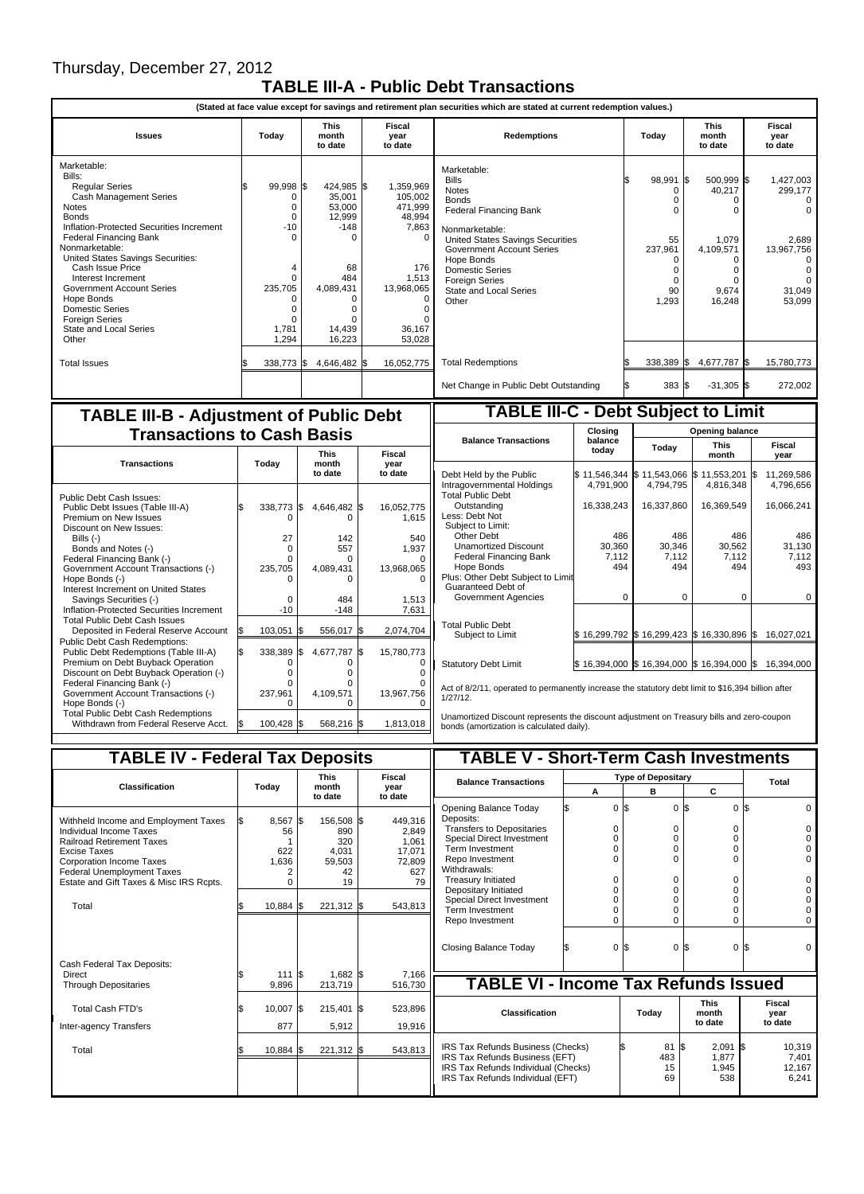Thursday, December 27, 2012

# TABLE III-A - Public Debt Transactions

(Stated at face value except for savings and retirement plan securities which are stated at current redemption values.)

| Issues | Today | This month to date | Fiscal year to date |
|---|---|---|---|
| Marketable: | | | |
| Bills: | | | |
| Regular Series | $ 99,998 | $ 424,985 | $ 1,359,969 |
| Cash Management Series | 0 | 35,001 | 105,002 |
| Notes | 0 | 53,000 | 471,999 |
| Bonds | 0 | 12,999 | 48,994 |
| Inflation-Protected Securities Increment | -10 | -148 | 7,863 |
| Federal Financing Bank | 0 | 0 | 0 |
| Nonmarketable: | | | |
| United States Savings Securities: | | | |
| Cash Issue Price | 4 | 68 | 176 |
| Interest Increment | 0 | 484 | 1,513 |
| Government Account Series | 235,705 | 4,089,431 | 13,968,065 |
| Hope Bonds | 0 | 0 | 0 |
| Domestic Series | 0 | 0 | 0 |
| Foreign Series | 0 | 0 | 0 |
| State and Local Series | 1,781 | 14,439 | 36,167 |
| Other | 1,294 | 16,223 | 53,028 |
| Total Issues | $ 338,773 | $ 4,646,482 | $ 16,052,775 |

| Redemptions | Today | This month to date | Fiscal year to date |
|---|---|---|---|
| Marketable: | | | |
| Bills | $ 98,991 | $ 500,999 | $ 1,427,003 |
| Notes | 0 | 40,217 | 299,177 |
| Bonds | 0 | 0 | 0 |
| Federal Financing Bank | 0 | 0 | 0 |
| Nonmarketable: | | | |
| United States Savings Securities | 55 | 1,079 | 2,689 |
| Government Account Series | 237,961 | 4,109,571 | 13,967,756 |
| Hope Bonds | 0 | 0 | 0 |
| Domestic Series | 0 | 0 | 0 |
| Foreign Series | 0 | 0 | 0 |
| State and Local Series | 90 | 9,674 | 31,049 |
| Other | 1,293 | 16,248 | 53,099 |
| Total Redemptions | $ 338,389 | $ 4,677,787 | $ 15,780,773 |
| Net Change in Public Debt Outstanding | $ 383 | $ -31,305 | $ 272,002 |

# TABLE III-B - Adjustment of Public Debt Transactions to Cash Basis

| Transactions | Today | This month to date | Fiscal year to date |
|---|---|---|---|
| Public Debt Cash Issues: | | | |
| Public Debt Issues (Table III-A) | $ 338,773 | $ 4,646,482 | $ 16,052,775 |
| Premium on New Issues | 0 | 0 | 1,615 |
| Discount on New Issues: | | | |
| Bills (-) | 27 | 142 | 540 |
| Bonds and Notes (-) | 0 | 557 | 1,937 |
| Federal Financing Bank (-) | 0 | 0 | 0 |
| Government Account Transactions (-) | 235,705 | 4,089,431 | 13,968,065 |
| Hope Bonds (-) | 0 | 0 | 0 |
| Interest Increment on United States Savings Securities (-) | 0 | 484 | 1,513 |
| Inflation-Protected Securities Increment | -10 | -148 | 7,631 |
| Total Public Debt Cash Issues Deposited in Federal Reserve Account | $ 103,051 | $ 556,017 | $ 2,074,704 |
| Public Debt Cash Redemptions: | | | |
| Public Debt Redemptions (Table III-A) | $ 338,389 | $ 4,677,787 | $ 15,780,773 |
| Premium on Debt Buyback Operation | 0 | 0 | 0 |
| Discount on Debt Buyback Operation (-) | 0 | 0 | 0 |
| Federal Financing Bank (-) | 0 | 0 | 0 |
| Government Account Transactions (-) | 237,961 | 4,109,571 | 13,967,756 |
| Hope Bonds (-) | 0 | 0 | 0 |
| Total Public Debt Cash Redemptions Withdrawn from Federal Reserve Acct. | $ 100,428 | $ 568,216 | $ 1,813,018 |

# TABLE III-C - Debt Subject to Limit

| Balance Transactions | Closing balance today | Opening balance Today | Opening balance This month | Opening balance Fiscal year |
|---|---|---|---|---|
| Debt Held by the Public | $ 11,546,344 | $ 11,543,066 | $ 11,553,201 | $ 11,269,586 |
| Intragovernmental Holdings | 4,791,900 | 4,794,795 | 4,816,348 | 4,796,656 |
| Total Public Debt Outstanding | 16,338,243 | 16,337,860 | 16,369,549 | 16,066,241 |
| Less: Debt Not Subject to Limit: | | | | |
| Other Debt | 486 | 486 | 486 | 486 |
| Unamortized Discount | 30,360 | 30,346 | 30,562 | 31,130 |
| Federal Financing Bank | 7,112 | 7,112 | 7,112 | 7,112 |
| Hope Bonds | 494 | 494 | 494 | 493 |
| Plus: Other Debt Subject to Limit | | | | |
| Guaranteed Debt of Government Agencies | 0 | 0 | 0 | 0 |
| Total Public Debt Subject to Limit | $ 16,299,792 | $ 16,299,423 | $ 16,330,896 | $ 16,027,021 |
| Statutory Debt Limit | $ 16,394,000 | $ 16,394,000 | $ 16,394,000 | $ 16,394,000 |

Act of 8/2/11, operated to permanently increase the statutory debt limit to $16,394 billion after 1/27/12.

Unamortized Discount represents the discount adjustment on Treasury bills and zero-coupon bonds (amortization is calculated daily).

# TABLE IV - Federal Tax Deposits

| Classification | Today | This month to date | Fiscal year to date |
|---|---|---|---|
| Withheld Income and Employment Taxes | $ 8,567 | $ 156,508 | $ 449,316 |
| Individual Income Taxes | 56 | 890 | 2,849 |
| Railroad Retirement Taxes | 1 | 320 | 1,061 |
| Excise Taxes | 622 | 4,031 | 17,071 |
| Corporation Income Taxes | 1,636 | 59,503 | 72,809 |
| Federal Unemployment Taxes | 2 | 42 | 627 |
| Estate and Gift Taxes & Misc IRS Rcpts. | 0 | 19 | 79 |
| Total | $ 10,884 | $ 221,312 | $ 543,813 |
| Cash Federal Tax Deposits: | | | |
| Direct | $ 111 | $ 1,682 | $ 7,166 |
| Through Depositaries | 9,896 | 213,719 | 516,730 |
| Total Cash FTD's | $ 10,007 | $ 215,401 | $ 523,896 |
| Inter-agency Transfers | 877 | 5,912 | 19,916 |
| Total | $ 10,884 | $ 221,312 | $ 543,813 |

# TABLE V - Short-Term Cash Investments

| Balance Transactions | Type of Depositary A | Type of Depositary B | Type of Depositary C | Total |
|---|---|---|---|---|
| Opening Balance Today | $ 0 | $ 0 | $ 0 | $ 0 |
| Deposits: | | | | |
| Transfers to Depositaries | 0 | 0 | 0 | 0 |
| Special Direct Investment | 0 | 0 | 0 | 0 |
| Term Investment | 0 | 0 | 0 | 0 |
| Repo Investment | 0 | 0 | 0 | 0 |
| Withdrawals: | | | | |
| Treasury Initiated | 0 | 0 | 0 | 0 |
| Depositary Initiated | 0 | 0 | 0 | 0 |
| Special Direct Investment | 0 | 0 | 0 | 0 |
| Term Investment | 0 | 0 | 0 | 0 |
| Repo Investment | 0 | 0 | 0 | 0 |
| Closing Balance Today | $ 0 | $ 0 | $ 0 | $ 0 |

# TABLE VI - Income Tax Refunds Issued

| Classification | Today | This month to date | Fiscal year to date |
|---|---|---|---|
| IRS Tax Refunds Business (Checks) | $ 81 | $ 2,091 | $ 10,319 |
| IRS Tax Refunds Business (EFT) | 483 | 1,877 | 7,401 |
| IRS Tax Refunds Individual (Checks) | 15 | 1,945 | 12,167 |
| IRS Tax Refunds Individual (EFT) | 69 | 538 | 6,241 |